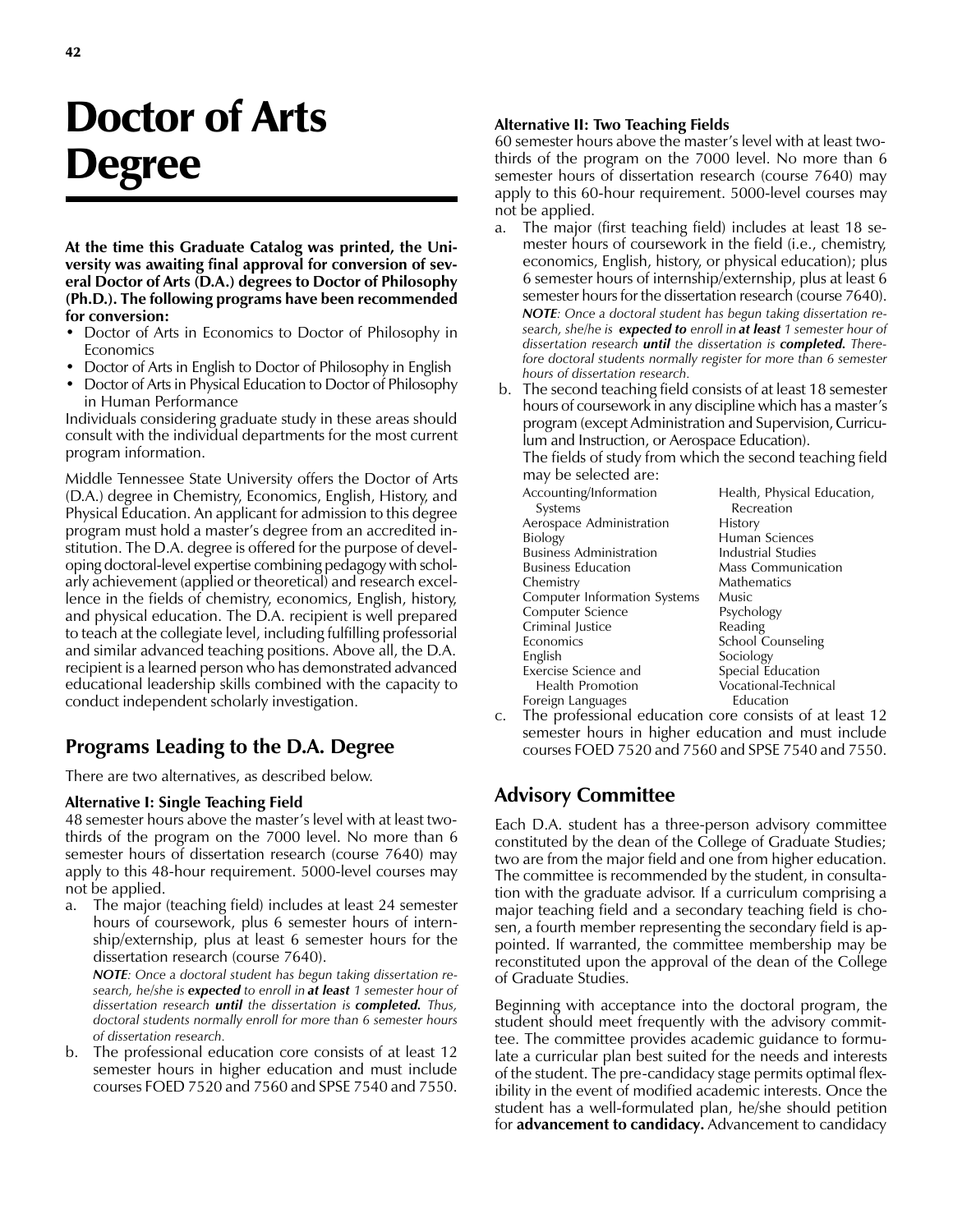# Doctor of Arts Degree

**At the time this Graduate Catalog was printed, the University was awaiting final approval for conversion of several Doctor of Arts (D.A.) degrees to Doctor of Philosophy (Ph.D.). The following programs have been recommended for conversion:**

- Doctor of Arts in Economics to Doctor of Philosophy in Economics
- Doctor of Arts in English to Doctor of Philosophy in English
- Doctor of Arts in Physical Education to Doctor of Philosophy in Human Performance

Individuals considering graduate study in these areas should consult with the individual departments for the most current program information.

Middle Tennessee State University offers the Doctor of Arts (D.A.) degree in Chemistry, Economics, English, History, and Physical Education. An applicant for admission to this degree program must hold a master's degree from an accredited institution. The D.A. degree is offered for the purpose of developing doctoral-level expertise combining pedagogy with scholarly achievement (applied or theoretical) and research excellence in the fields of chemistry, economics, English, history, and physical education. The D.A. recipient is well prepared to teach at the collegiate level, including fulfilling professorial and similar advanced teaching positions. Above all, the D.A. recipient is a learned person who has demonstrated advanced educational leadership skills combined with the capacity to conduct independent scholarly investigation.

## Programs Leading to the D.A. Degree

There are two alternatives, as described below.

#### Alternative I: Single Teaching Field

48 semester hours above the master's level with at least two-thirds of the program on the 7000 level. No more than 6 semester hours of dissertation research (course 7640) may apply to this 48-hour requirement. 5000-level courses may not be applied.

a. The major (teaching field) includes at least 24 semester hours of coursework, plus 6 semester hours of internship/externship, plus at least 6 semester hours for the dissertation research (course 7640).

   ***NOTE****: Once a doctoral student has begun taking dissertation research, he/she is* ***expected*** *to enroll in* ***at least*** *1 semester hour of dissertation research* ***until*** *the dissertation is* ***completed.*** *Thus, doctoral students normally enroll for more than 6 semester hours of dissertation research.*

b. The professional education core consists of at least 12 semester hours in higher education and must include courses FOED 7520 and 7560 and SPSE 7540 and 7550.

#### Alternative II: Two Teaching Fields

60 semester hours above the master's level with at least two-thirds of the program on the 7000 level. No more than 6 semester hours of dissertation research (course 7640) may apply to this 60-hour requirement. 5000-level courses may not be applied.

a. The major (first teaching field) includes at least 18 semester hours of coursework in the field (i.e., chemistry, economics, English, history, or physical education); plus 6 semester hours of internship/externship, plus at least 6 semester hours for the dissertation research (course 7640).

   ***NOTE****: Once a doctoral student has begun taking dissertation research, she/he is* ***expected to*** *enroll in* ***at least*** *1 semester hour of dissertation research* ***until*** *the dissertation is* ***completed.*** *Therefore doctoral students normally register for more than 6 semester hours of dissertation research.*

b. The second teaching field consists of at least 18 semester hours of coursework in any discipline which has a master's program (except Administration and Supervision, Curriculum and Instruction, or Aerospace Education).

   The fields of study from which the second teaching field may be selected are:

   - Accounting/Information Systems
   - Aerospace Administration
   - Biology
   - Business Administration
   - Business Education
   - Chemistry
   - Computer Information Systems
   - Computer Science
   - Criminal Justice
   - Economics
   - English
   - Exercise Science and Health Promotion
   - Foreign Languages
   - Health, Physical Education, Recreation
   - History
   - Human Sciences
   - Industrial Studies
   - Mass Communication
   - Mathematics
   - Music
   - Psychology
   - Reading
   - School Counseling
   - Sociology
   - Special Education
   - Vocational-Technical Education

c. The professional education core consists of at least 12 semester hours in higher education and must include courses FOED 7520 and 7560 and SPSE 7540 and 7550.

## Advisory Committee

Each D.A. student has a three-person advisory committee constituted by the dean of the College of Graduate Studies; two are from the major field and one from higher education. The committee is recommended by the student, in consultation with the graduate advisor. If a curriculum comprising a major teaching field and a secondary teaching field is chosen, a fourth member representing the secondary field is appointed. If warranted, the committee membership may be reconstituted upon the approval of the dean of the College of Graduate Studies.

Beginning with acceptance into the doctoral program, the student should meet frequently with the advisory committee. The committee provides academic guidance to formulate a curricular plan best suited for the needs and interests of the student. The pre-candidacy stage permits optimal flexibility in the event of modified academic interests. Once the student has a well-formulated plan, he/she should petition for **advancement to candidacy.** Advancement to candidacy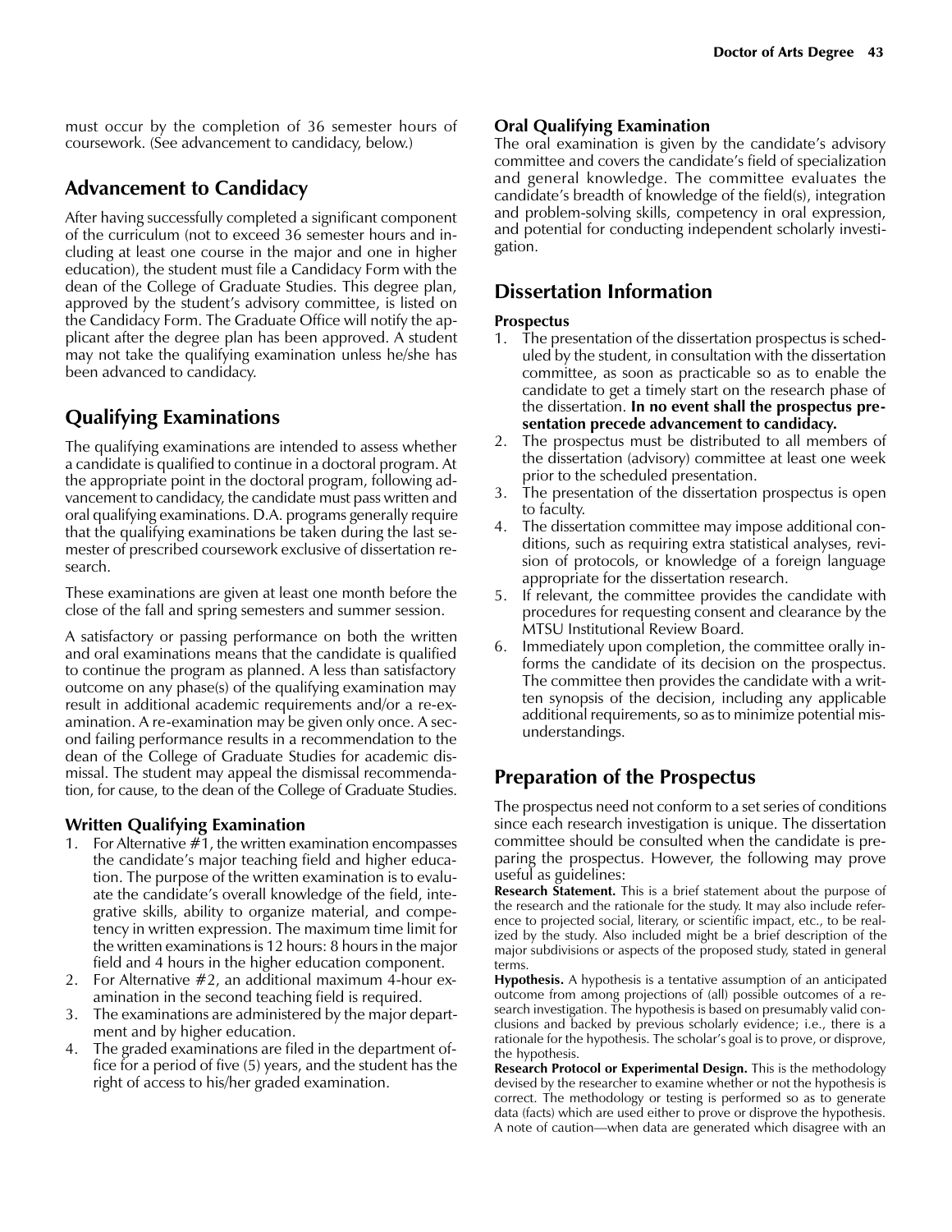must occur by the completion of 36 semester hours of coursework. (See advancement to candidacy, below.)

## Advancement to Candidacy

After having successfully completed a significant component of the curriculum (not to exceed 36 semester hours and including at least one course in the major and one in higher education), the student must file a Candidacy Form with the dean of the College of Graduate Studies. This degree plan, approved by the student's advisory committee, is listed on the Candidacy Form. The Graduate Office will notify the applicant after the degree plan has been approved. A student may not take the qualifying examination unless he/she has been advanced to candidacy.

## Qualifying Examinations

The qualifying examinations are intended to assess whether a candidate is qualified to continue in a doctoral program. At the appropriate point in the doctoral program, following advancement to candidacy, the candidate must pass written and oral qualifying examinations. D.A. programs generally require that the qualifying examinations be taken during the last semester of prescribed coursework exclusive of dissertation research.

These examinations are given at least one month before the close of the fall and spring semesters and summer session.

A satisfactory or passing performance on both the written and oral examinations means that the candidate is qualified to continue the program as planned. A less than satisfactory outcome on any phase(s) of the qualifying examination may result in additional academic requirements and/or a re-examination. A re-examination may be given only once. A second failing performance results in a recommendation to the dean of the College of Graduate Studies for academic dismissal. The student may appeal the dismissal recommendation, for cause, to the dean of the College of Graduate Studies.

### Written Qualifying Examination

1. For Alternative #1, the written examination encompasses the candidate's major teaching field and higher education. The purpose of the written examination is to evaluate the candidate's overall knowledge of the field, integrative skills, ability to organize material, and competency in written expression. The maximum time limit for the written examinations is 12 hours: 8 hours in the major field and 4 hours in the higher education component.
2. For Alternative #2, an additional maximum 4-hour examination in the second teaching field is required.
3. The examinations are administered by the major department and by higher education.
4. The graded examinations are filed in the department office for a period of five (5) years, and the student has the right of access to his/her graded examination.

### Oral Qualifying Examination

The oral examination is given by the candidate's advisory committee and covers the candidate's field of specialization and general knowledge. The committee evaluates the candidate's breadth of knowledge of the field(s), integration and problem-solving skills, competency in oral expression, and potential for conducting independent scholarly investigation.

## Dissertation Information

### Prospectus

1. The presentation of the dissertation prospectus is scheduled by the student, in consultation with the dissertation committee, as soon as practicable so as to enable the candidate to get a timely start on the research phase of the dissertation. **In no event shall the prospectus presentation precede advancement to candidacy.**
2. The prospectus must be distributed to all members of the dissertation (advisory) committee at least one week prior to the scheduled presentation.
3. The presentation of the dissertation prospectus is open to faculty.
4. The dissertation committee may impose additional conditions, such as requiring extra statistical analyses, revision of protocols, or knowledge of a foreign language appropriate for the dissertation research.
5. If relevant, the committee provides the candidate with procedures for requesting consent and clearance by the MTSU Institutional Review Board.
6. Immediately upon completion, the committee orally informs the candidate of its decision on the prospectus. The committee then provides the candidate with a written synopsis of the decision, including any applicable additional requirements, so as to minimize potential misunderstandings.

## Preparation of the Prospectus

The prospectus need not conform to a set series of conditions since each research investigation is unique. The dissertation committee should be consulted when the candidate is preparing the prospectus. However, the following may prove useful as guidelines:

**Research Statement.** This is a brief statement about the purpose of the research and the rationale for the study. It may also include reference to projected social, literary, or scientific impact, etc., to be realized by the study. Also included might be a brief description of the major subdivisions or aspects of the proposed study, stated in general terms.

**Hypothesis.** A hypothesis is a tentative assumption of an anticipated outcome from among projections of (all) possible outcomes of a research investigation. The hypothesis is based on presumably valid conclusions and backed by previous scholarly evidence; i.e., there is a rationale for the hypothesis. The scholar's goal is to prove, or disprove, the hypothesis.

**Research Protocol or Experimental Design.** This is the methodology devised by the researcher to examine whether or not the hypothesis is correct. The methodology or testing is performed so as to generate data (facts) which are used either to prove or disprove the hypothesis. A note of caution—when data are generated which disagree with an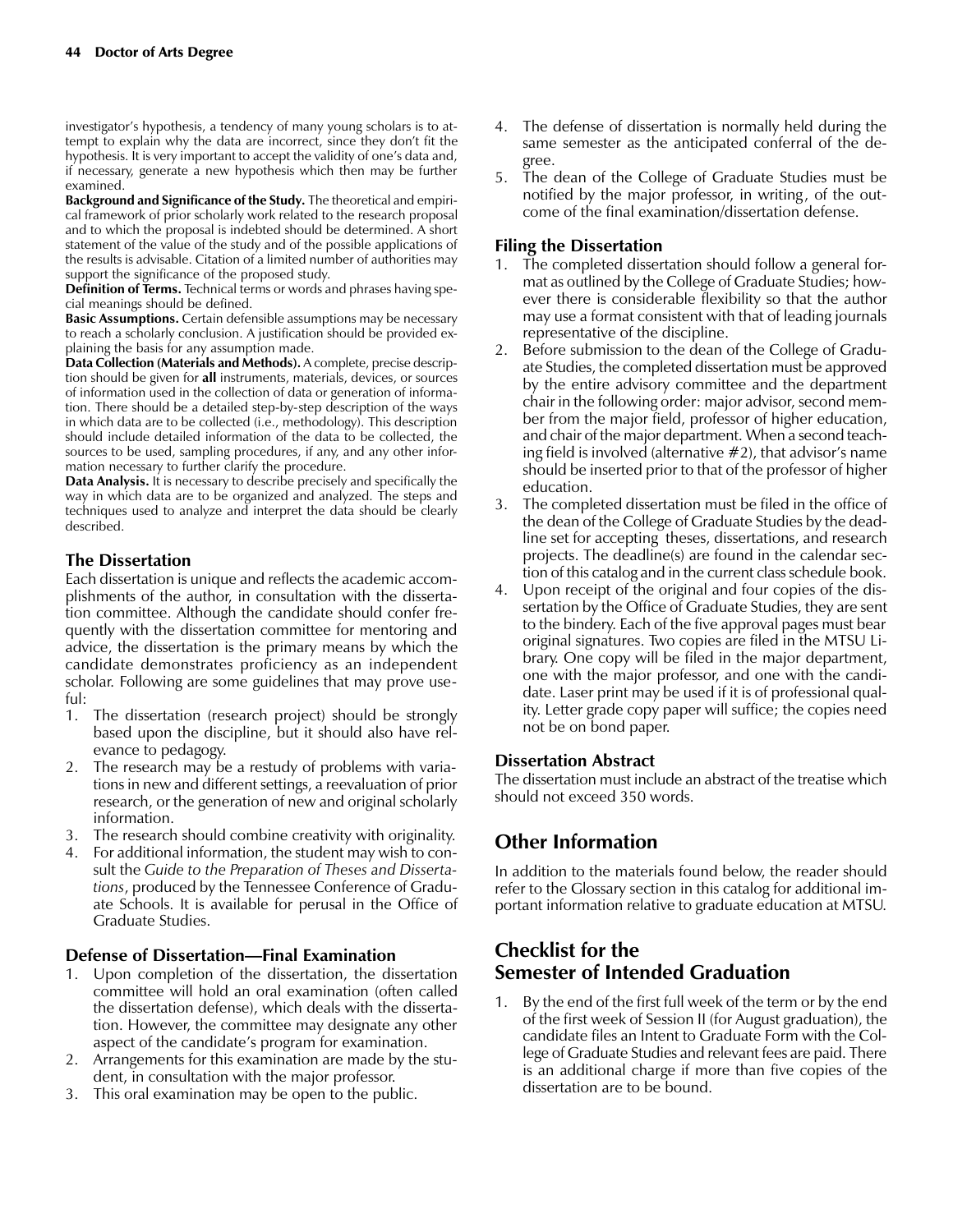investigator's hypothesis, a tendency of many young scholars is to attempt to explain why the data are incorrect, since they don't fit the hypothesis. It is very important to accept the validity of one's data and, if necessary, generate a new hypothesis which then may be further examined.

**Background and Significance of the Study.** The theoretical and empirical framework of prior scholarly work related to the research proposal and to which the proposal is indebted should be determined. A short statement of the value of the study and of the possible applications of the results is advisable. Citation of a limited number of authorities may support the significance of the proposed study.

**Definition of Terms.** Technical terms or words and phrases having special meanings should be defined.

**Basic Assumptions.** Certain defensible assumptions may be necessary to reach a scholarly conclusion. A justification should be provided explaining the basis for any assumption made.

**Data Collection (Materials and Methods).** A complete, precise description should be given for **all** instruments, materials, devices, or sources of information used in the collection of data or generation of information. There should be a detailed step-by-step description of the ways in which data are to be collected (i.e., methodology). This description should include detailed information of the data to be collected, the sources to be used, sampling procedures, if any, and any other information necessary to further clarify the procedure.

**Data Analysis.** It is necessary to describe precisely and specifically the way in which data are to be organized and analyzed. The steps and techniques used to analyze and interpret the data should be clearly described.

### The Dissertation

Each dissertation is unique and reflects the academic accomplishments of the author, in consultation with the dissertation committee. Although the candidate should confer frequently with the dissertation committee for mentoring and advice, the dissertation is the primary means by which the candidate demonstrates proficiency as an independent scholar. Following are some guidelines that may prove useful:

1. The dissertation (research project) should be strongly based upon the discipline, but it should also have relevance to pedagogy.
2. The research may be a restudy of problems with variations in new and different settings, a reevaluation of prior research, or the generation of new and original scholarly information.
3. The research should combine creativity with originality.
4. For additional information, the student may wish to consult the *Guide to the Preparation of Theses and Dissertations*, produced by the Tennessee Conference of Graduate Schools. It is available for perusal in the Office of Graduate Studies.

### Defense of Dissertation—Final Examination

1. Upon completion of the dissertation, the dissertation committee will hold an oral examination (often called the dissertation defense), which deals with the dissertation. However, the committee may designate any other aspect of the candidate's program for examination.
2. Arrangements for this examination are made by the student, in consultation with the major professor.
3. This oral examination may be open to the public.
4. The defense of dissertation is normally held during the same semester as the anticipated conferral of the degree.
5. The dean of the College of Graduate Studies must be notified by the major professor, in writing, of the outcome of the final examination/dissertation defense.

### Filing the Dissertation

1. The completed dissertation should follow a general format as outlined by the College of Graduate Studies; however there is considerable flexibility so that the author may use a format consistent with that of leading journals representative of the discipline.
2. Before submission to the dean of the College of Graduate Studies, the completed dissertation must be approved by the entire advisory committee and the department chair in the following order: major advisor, second member from the major field, professor of higher education, and chair of the major department. When a second teaching field is involved (alternative #2), that advisor's name should be inserted prior to that of the professor of higher education.
3. The completed dissertation must be filed in the office of the dean of the College of Graduate Studies by the deadline set for accepting theses, dissertations, and research projects. The deadline(s) are found in the calendar section of this catalog and in the current class schedule book.
4. Upon receipt of the original and four copies of the dissertation by the Office of Graduate Studies, they are sent to the bindery. Each of the five approval pages must bear original signatures. Two copies are filed in the MTSU Library. One copy will be filed in the major department, one with the major professor, and one with the candidate. Laser print may be used if it is of professional quality. Letter grade copy paper will suffice; the copies need not be on bond paper.

### Dissertation Abstract

The dissertation must include an abstract of the treatise which should not exceed 350 words.

## Other Information

In addition to the materials found below, the reader should refer to the Glossary section in this catalog for additional important information relative to graduate education at MTSU.

## Checklist for the Semester of Intended Graduation

1. By the end of the first full week of the term or by the end of the first week of Session II (for August graduation), the candidate files an Intent to Graduate Form with the College of Graduate Studies and relevant fees are paid. There is an additional charge if more than five copies of the dissertation are to be bound.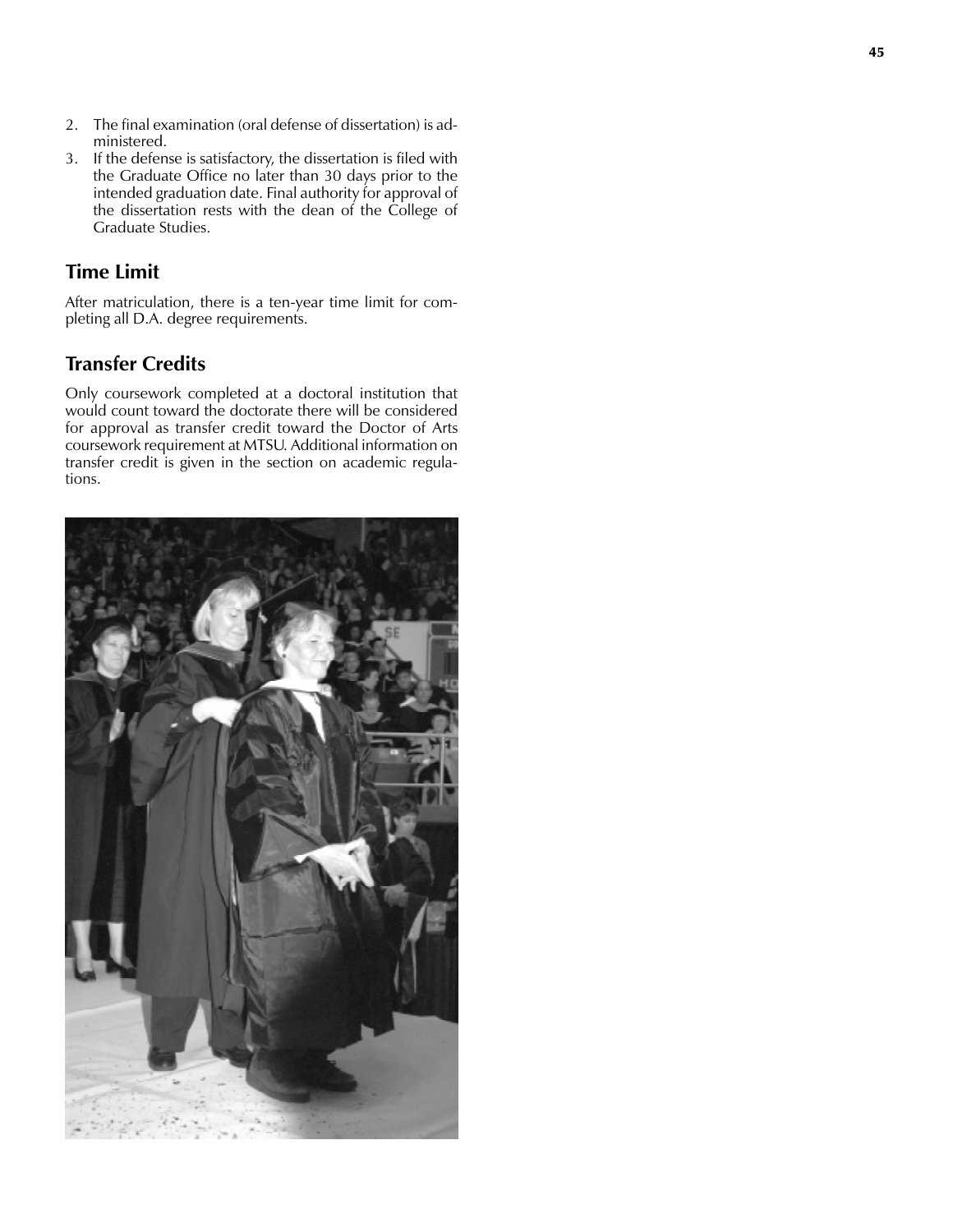2. The final examination (oral defense of dissertation) is administered.
3. If the defense is satisfactory, the dissertation is filed with the Graduate Office no later than 30 days prior to the intended graduation date. Final authority for approval of the dissertation rests with the dean of the College of Graduate Studies.

## Time Limit

After matriculation, there is a ten-year time limit for completing all D.A. degree requirements.

## Transfer Credits

Only coursework completed at a doctoral institution that would count toward the doctorate there will be considered for approval as transfer credit toward the Doctor of Arts coursework requirement at MTSU. Additional information on transfer credit is given in the section on academic regulations.